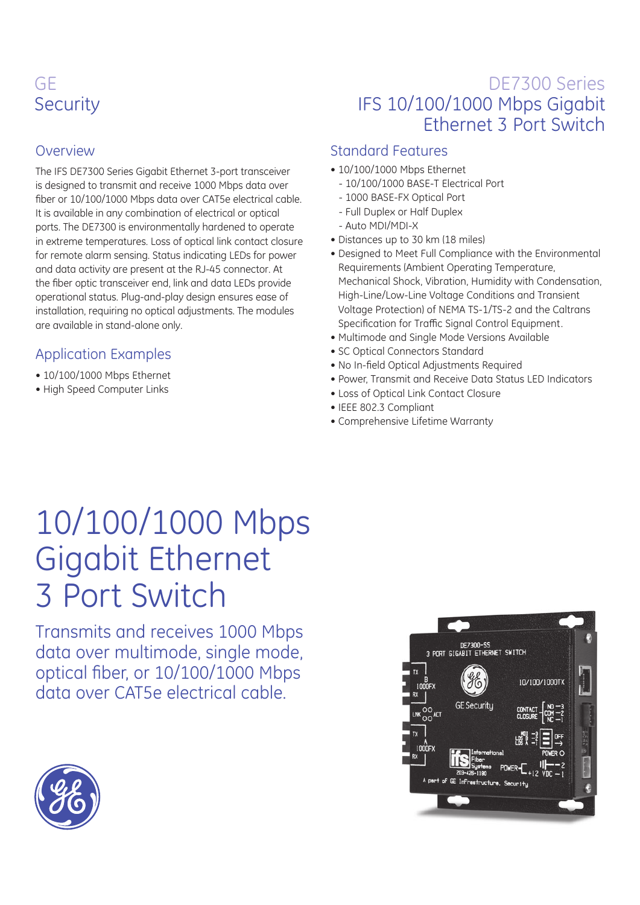GE
Security

# DE7300 Series
# IFS 10/100/1000 Mbps Gigabit Ethernet 3 Port Switch

## Overview

The IFS DE7300 Series Gigabit Ethernet 3-port transceiver is designed to transmit and receive 1000 Mbps data over fiber or 10/100/1000 Mbps data over CAT5e electrical cable. It is available in any combination of electrical or optical ports. The DE7300 is environmentally hardened to operate in extreme temperatures. Loss of optical link contact closure for remote alarm sensing. Status indicating LEDs for power and data activity are present at the RJ-45 connector. At the fiber optic transceiver end, link and data LEDs provide operational status. Plug-and-play design ensures ease of installation, requiring no optical adjustments. The modules are available in stand-alone only.

## Application Examples

- 10/100/1000 Mbps Ethernet
- High Speed Computer Links

## Standard Features

- 10/100/1000 Mbps Ethernet
  - 10/100/1000 BASE-T Electrical Port
  - 1000 BASE-FX Optical Port
  - Full Duplex or Half Duplex
  - Auto MDI/MDI-X
- Distances up to 30 km (18 miles)
- Designed to Meet Full Compliance with the Environmental Requirements (Ambient Operating Temperature, Mechanical Shock, Vibration, Humidity with Condensation, High-Line/Low-Line Voltage Conditions and Transient Voltage Protection) of NEMA TS-1/TS-2 and the Caltrans Specification for Traffic Signal Control Equipment.
- Multimode and Single Mode Versions Available
- SC Optical Connectors Standard
- No In-field Optical Adjustments Required
- Power, Transmit and Receive Data Status LED Indicators
- Loss of Optical Link Contact Closure
- IEEE 802.3 Compliant
- Comprehensive Lifetime Warranty

# 10/100/1000 Mbps Gigabit Ethernet 3 Port Switch

## Transmits and receives 1000 Mbps data over multimode, single mode, optical fiber, or 10/100/1000 Mbps data over CAT5e electrical cable.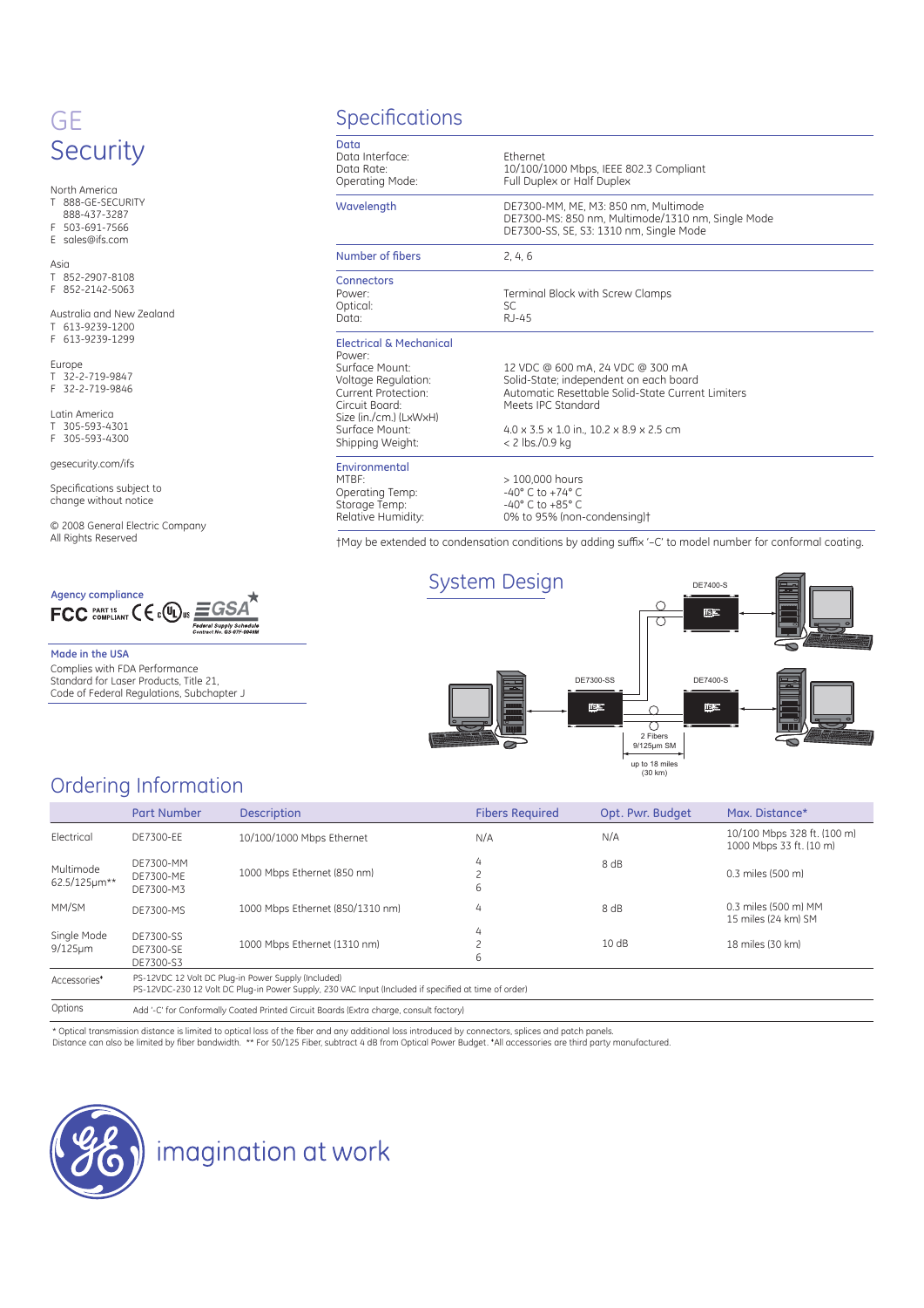# GE Security

North America
T 888-GE-SECURITY
888-437-3287
F 503-691-7566
E sales@ifs.com

Asia
T 852-2907-8108
F 852-2142-5063

Australia and New Zealand
T 613-9239-1200
F 613-9239-1299

Europe
T 32-2-719-9847
F 32-2-719-9846

Latin America
T 305-593-4301
F 305-593-4300

gesecurity.com/ifs

Specifications subject to change without notice

© 2008 General Electric Company
All Rights Reserved

## Specifications

| | |
|---|---|
| **Data** | |
| Data Interface: | Ethernet |
| Data Rate: | 10/100/1000 Mbps, IEEE 802.3 Compliant |
| Operating Mode: | Full Duplex or Half Duplex |
| **Wavelength** | DE7300-MM, ME, M3: 850 nm, Multimode<br>DE7300-MS: 850 nm, Multimode/1310 nm, Single Mode<br>DE7300-SS, SE, S3: 1310 nm, Single Mode |
| **Number of fibers** | 2, 4, 6 |
| **Connectors** | |
| Power: | Terminal Block with Screw Clamps |
| Optical: | SC |
| Data: | RJ-45 |
| **Electrical & Mechanical** | |
| Power: | |
| Surface Mount: | 12 VDC @ 600 mA, 24 VDC @ 300 mA |
| Voltage Regulation: | Solid-State; independent on each board |
| Current Protection: | Automatic Resettable Solid-State Current Limiters |
| Circuit Board: | Meets IPC Standard |
| Size (in./cm.) (LxWxH) | |
| Surface Mount: | 4.0 x 3.5 x 1.0 in., 10.2 x 8.9 x 2.5 cm |
| Shipping Weight: | < 2 lbs./0.9 kg |
| **Environmental** | |
| MTBF: | > 100,000 hours |
| Operating Temp: | -40° C to +74° C |
| Storage Temp: | -40° C to +85° C |
| Relative Humidity: | 0% to 95% (non-condensing)† |

†May be extended to condensation conditions by adding suffix '–C' to model number for conformal coating.

**Agency compliance**
FCC PART 15 COMPLIANT, CE, cULus, GSA Federal Supply Schedule Contract No. GS-07F-0048M

**Made in the USA**
Complies with FDA Performance Standard for Laser Products, Title 21, Code of Federal Regulations, Subchapter J

## System Design

DE7400-S
DE7300-SS
DE7400-S
2 Fibers
9/125µm SM
up to 18 miles
(30 km)

## Ordering Information

| | Part Number | Description | Fibers Required | Opt. Pwr. Budget | Max. Distance* |
|---|---|---|---|---|---|
| Electrical | DE7300-EE | 10/100/1000 Mbps Ethernet | N/A | N/A | 10/100 Mbps 328 ft. (100 m)<br>1000 Mbps 33 ft. (10 m) |
| Multimode 62.5/125µm** | DE7300-MM<br>DE7300-ME<br>DE7300-M3 | 1000 Mbps Ethernet (850 nm) | 4<br>2<br>6 | 8 dB | 0.3 miles (500 m) |
| MM/SM | DE7300-MS | 1000 Mbps Ethernet (850/1310 nm) | 4 | 8 dB | 0.3 miles (500 m) MM<br>15 miles (24 km) SM |
| Single Mode 9/125µm | DE7300-SS<br>DE7300-SE<br>DE7300-S3 | 1000 Mbps Ethernet (1310 nm) | 4<br>2<br>6 | 10 dB | 18 miles (30 km) |
| Accessories• | PS-12VDC 12 Volt DC Plug-in Power Supply (Included)<br>PS-12VDC-230 12 Volt DC Plug-in Power Supply, 230 VAC Input (Included if specified at time of order) | | | | |
| Options | Add '-C' for Conformally Coated Printed Circuit Boards (Extra charge, consult factory) | | | | |

\* Optical transmission distance is limited to optical loss of the fiber and any additional loss introduced by connectors, splices and patch panels. Distance can also be limited by fiber bandwidth. ** For 50/125 Fiber, subtract 4 dB from Optical Power Budget. •All accessories are third party manufactured.

imagination at work